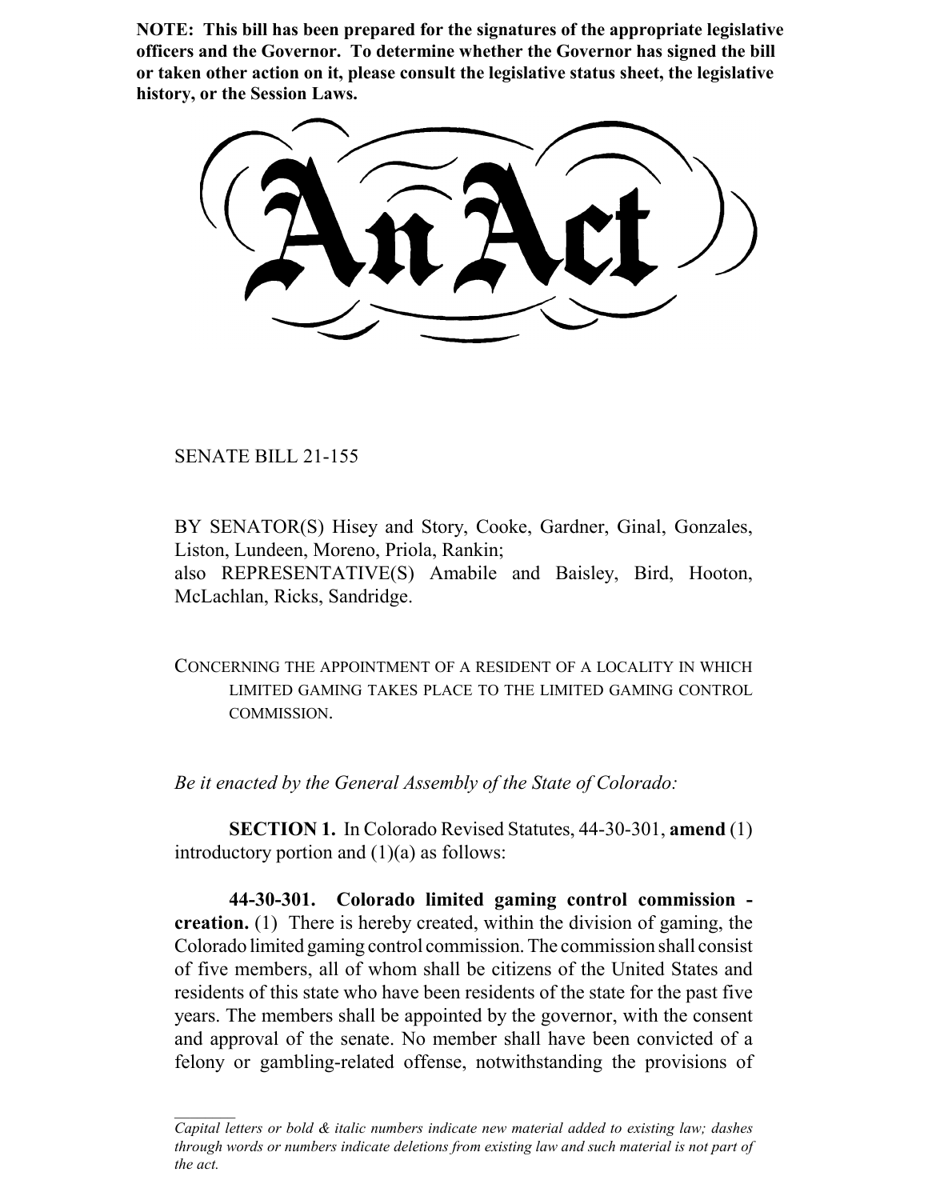**NOTE: This bill has been prepared for the signatures of the appropriate legislative officers and the Governor. To determine whether the Governor has signed the bill or taken other action on it, please consult the legislative status sheet, the legislative history, or the Session Laws.**

# An Act

SENATE BILL 21-155

BY SENATOR(S) Hisey and Story, Cooke, Gardner, Ginal, Gonzales, Liston, Lundeen, Moreno, Priola, Rankin;
also REPRESENTATIVE(S) Amabile and Baisley, Bird, Hooton, McLachlan, Ricks, Sandridge.

CONCERNING THE APPOINTMENT OF A RESIDENT OF A LOCALITY IN WHICH LIMITED GAMING TAKES PLACE TO THE LIMITED GAMING CONTROL COMMISSION.

*Be it enacted by the General Assembly of the State of Colorado:*

**SECTION 1.** In Colorado Revised Statutes, 44-30-301, **amend** (1) introductory portion and (1)(a) as follows:

**44-30-301. Colorado limited gaming control commission - creation.** (1) There is hereby created, within the division of gaming, the Colorado limited gaming control commission. The commission shall consist of five members, all of whom shall be citizens of the United States and residents of this state who have been residents of the state for the past five years. The members shall be appointed by the governor, with the consent and approval of the senate. No member shall have been convicted of a felony or gambling-related offense, notwithstanding the provisions of

*Capital letters or bold & italic numbers indicate new material added to existing law; dashes through words or numbers indicate deletions from existing law and such material is not part of the act.*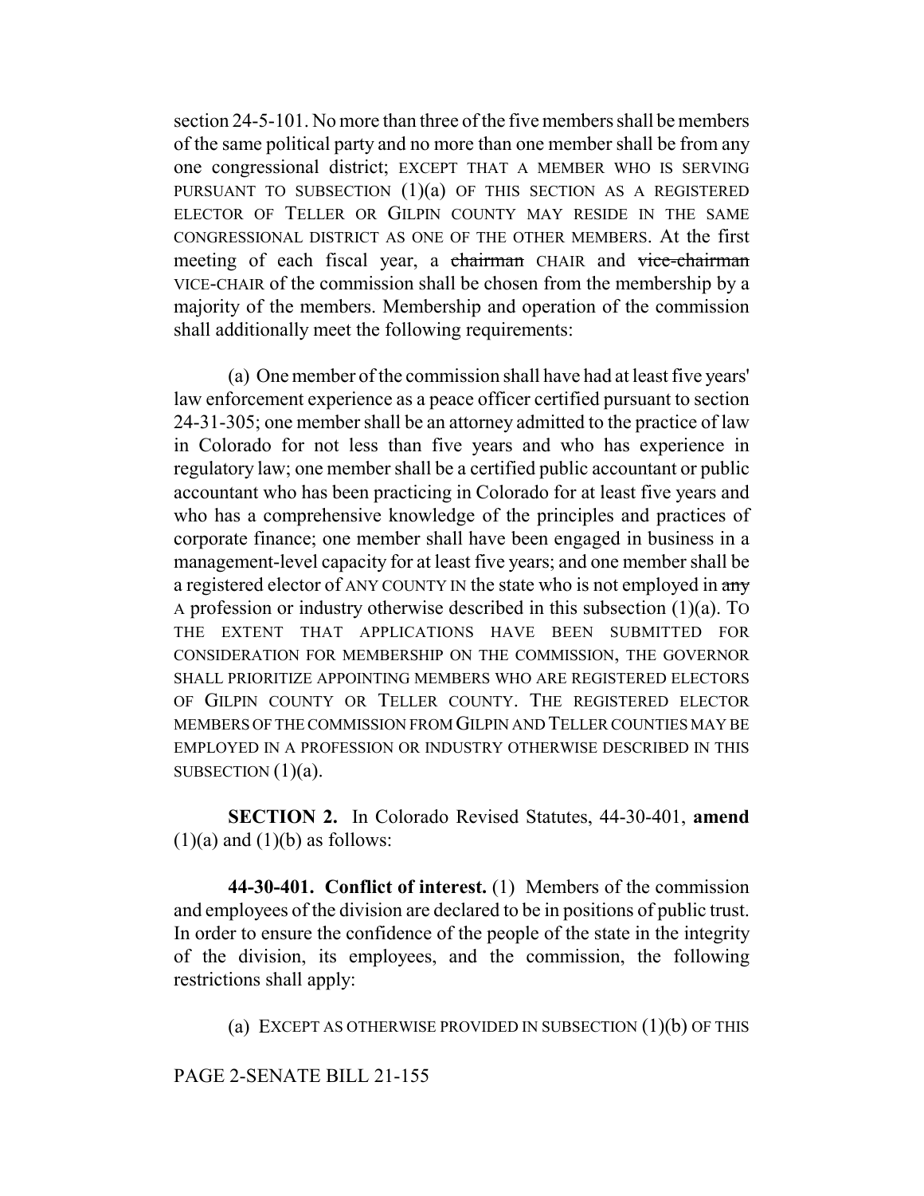section 24-5-101. No more than three of the five members shall be members of the same political party and no more than one member shall be from any one congressional district; EXCEPT THAT A MEMBER WHO IS SERVING PURSUANT TO SUBSECTION (1)(a) OF THIS SECTION AS A REGISTERED ELECTOR OF TELLER OR GILPIN COUNTY MAY RESIDE IN THE SAME CONGRESSIONAL DISTRICT AS ONE OF THE OTHER MEMBERS. At the first meeting of each fiscal year, a ~~chairman~~ CHAIR and ~~vice-chairman~~ VICE-CHAIR of the commission shall be chosen from the membership by a majority of the members. Membership and operation of the commission shall additionally meet the following requirements:

(a) One member of the commission shall have had at least five years' law enforcement experience as a peace officer certified pursuant to section 24-31-305; one member shall be an attorney admitted to the practice of law in Colorado for not less than five years and who has experience in regulatory law; one member shall be a certified public accountant or public accountant who has been practicing in Colorado for at least five years and who has a comprehensive knowledge of the principles and practices of corporate finance; one member shall have been engaged in business in a management-level capacity for at least five years; and one member shall be a registered elector of ANY COUNTY IN the state who is not employed in ~~any~~ A profession or industry otherwise described in this subsection (1)(a). TO THE EXTENT THAT APPLICATIONS HAVE BEEN SUBMITTED FOR CONSIDERATION FOR MEMBERSHIP ON THE COMMISSION, THE GOVERNOR SHALL PRIORITIZE APPOINTING MEMBERS WHO ARE REGISTERED ELECTORS OF GILPIN COUNTY OR TELLER COUNTY. THE REGISTERED ELECTOR MEMBERS OF THE COMMISSION FROM GILPIN AND TELLER COUNTIES MAY BE EMPLOYED IN A PROFESSION OR INDUSTRY OTHERWISE DESCRIBED IN THIS SUBSECTION (1)(a).

**SECTION 2.** In Colorado Revised Statutes, 44-30-401, **amend** (1)(a) and (1)(b) as follows:

**44-30-401. Conflict of interest.** (1) Members of the commission and employees of the division are declared to be in positions of public trust. In order to ensure the confidence of the people of the state in the integrity of the division, its employees, and the commission, the following restrictions shall apply:

(a) EXCEPT AS OTHERWISE PROVIDED IN SUBSECTION (1)(b) OF THIS

PAGE 2-SENATE BILL 21-155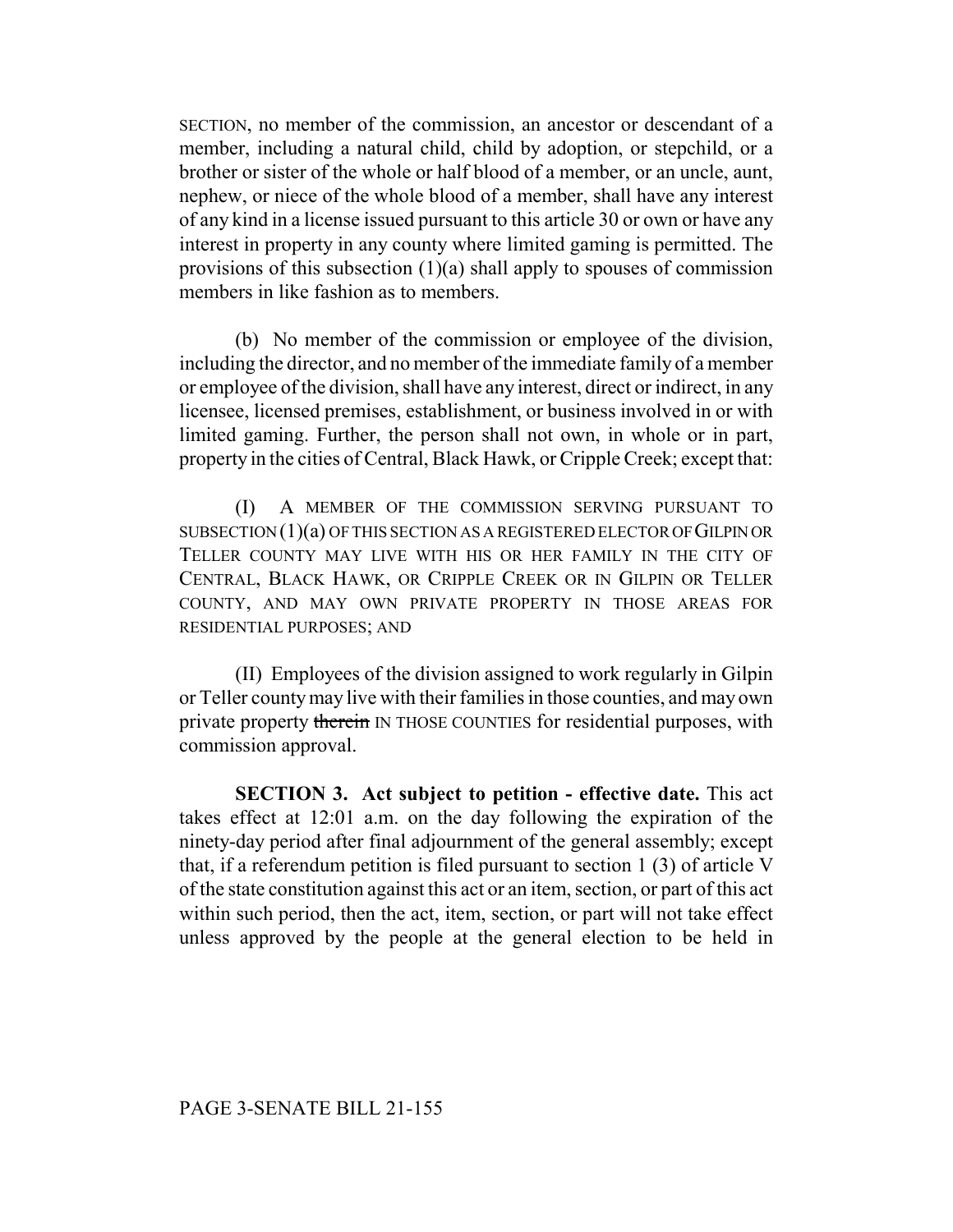SECTION, no member of the commission, an ancestor or descendant of a member, including a natural child, child by adoption, or stepchild, or a brother or sister of the whole or half blood of a member, or an uncle, aunt, nephew, or niece of the whole blood of a member, shall have any interest of any kind in a license issued pursuant to this article 30 or own or have any interest in property in any county where limited gaming is permitted. The provisions of this subsection (1)(a) shall apply to spouses of commission members in like fashion as to members.

(b) No member of the commission or employee of the division, including the director, and no member of the immediate family of a member or employee of the division, shall have any interest, direct or indirect, in any licensee, licensed premises, establishment, or business involved in or with limited gaming. Further, the person shall not own, in whole or in part, property in the cities of Central, Black Hawk, or Cripple Creek; except that:

(I) A MEMBER OF THE COMMISSION SERVING PURSUANT TO SUBSECTION (1)(a) OF THIS SECTION AS A REGISTERED ELECTOR OF GILPIN OR TELLER COUNTY MAY LIVE WITH HIS OR HER FAMILY IN THE CITY OF CENTRAL, BLACK HAWK, OR CRIPPLE CREEK OR IN GILPIN OR TELLER COUNTY, AND MAY OWN PRIVATE PROPERTY IN THOSE AREAS FOR RESIDENTIAL PURPOSES; AND

(II) Employees of the division assigned to work regularly in Gilpin or Teller county may live with their families in those counties, and may own private property ~~therein~~ IN THOSE COUNTIES for residential purposes, with commission approval.

**SECTION 3. Act subject to petition - effective date.** This act takes effect at 12:01 a.m. on the day following the expiration of the ninety-day period after final adjournment of the general assembly; except that, if a referendum petition is filed pursuant to section 1 (3) of article V of the state constitution against this act or an item, section, or part of this act within such period, then the act, item, section, or part will not take effect unless approved by the people at the general election to be held in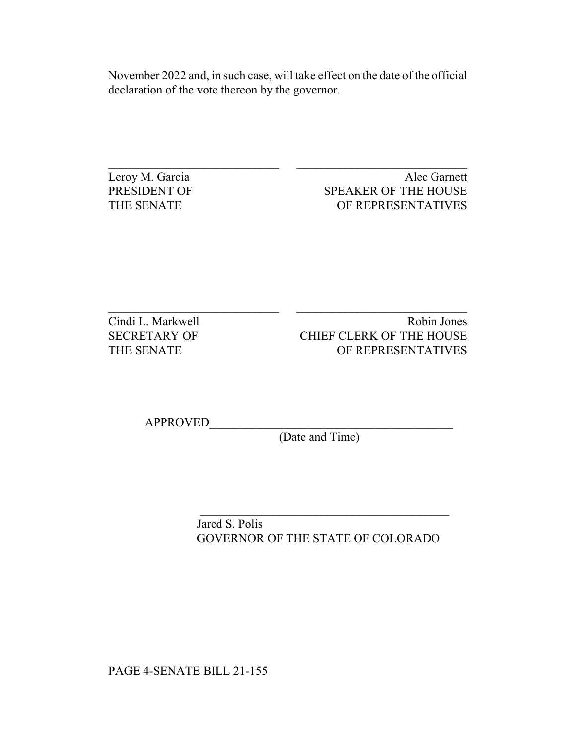November 2022 and, in such case, will take effect on the date of the official declaration of the vote thereon by the governor.

| | |
|---|---|
| \_\_\_\_\_\_\_\_\_\_\_\_\_\_\_\_\_\_\_\_\_\_\_\_\_\_\_\_ | \_\_\_\_\_\_\_\_\_\_\_\_\_\_\_\_\_\_\_\_\_\_\_\_\_\_\_\_ |
| Leroy M. Garcia<br>PRESIDENT OF<br>THE SENATE | Alec Garnett<br>SPEAKER OF THE HOUSE<br>OF REPRESENTATIVES |
| \_\_\_\_\_\_\_\_\_\_\_\_\_\_\_\_\_\_\_\_\_\_\_\_\_\_\_\_ | \_\_\_\_\_\_\_\_\_\_\_\_\_\_\_\_\_\_\_\_\_\_\_\_\_\_\_\_ |
| Cindi L. Markwell<br>SECRETARY OF<br>THE SENATE | Robin Jones<br>CHIEF CLERK OF THE HOUSE<br>OF REPRESENTATIVES |

APPROVED\_\_\_\_\_\_\_\_\_\_\_\_\_\_\_\_\_\_\_\_\_\_\_\_\_\_\_\_\_\_\_\_\_\_\_\_\_\_\_\_
(Date and Time)

\_\_\_\_\_\_\_\_\_\_\_\_\_\_\_\_\_\_\_\_\_\_\_\_\_\_\_\_\_\_\_\_\_\_\_\_\_\_\_\_\_\_
Jared S. Polis
GOVERNOR OF THE STATE OF COLORADO

PAGE 4-SENATE BILL 21-155